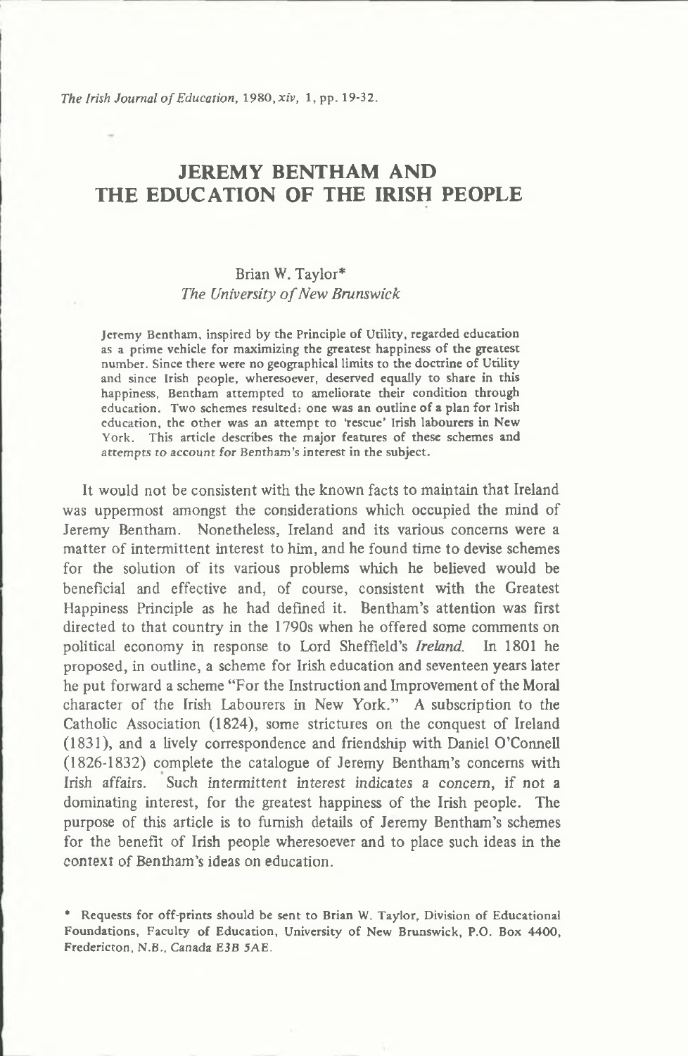# JEREMY BENTHAM AND THE EDUCATION OF THE IRISH PEOPLE

Brian W. Taylor*
*The University of New Brunswick*

Jeremy Bentham, inspired by the Principle of Utility, regarded education as a prime vehicle for maximizing the greatest happiness of the greatest number. Since there were no geographical limits to the doctrine of Utility and since Irish people, wheresoever, deserved equally to share in this happiness, Bentham attempted to ameliorate their condition through education. Two schemes resulted: one was an outline of a plan for Irish education, the other was an attempt to 'rescue' Irish labourers in New York. This article describes the major features of these schemes and attempts to account for Bentham's interest in the subject.

It would not be consistent with the known facts to maintain that Ireland was uppermost amongst the considerations which occupied the mind of Jeremy Bentham. Nonetheless, Ireland and its various concerns were a matter of intermittent interest to him, and he found time to devise schemes for the solution of its various problems which he believed would be beneficial and effective and, of course, consistent with the Greatest Happiness Principle as he had defined it. Bentham's attention was first directed to that country in the 1790s when he offered some comments on political economy in response to Lord Sheffield's *Ireland*. In 1801 he proposed, in outline, a scheme for Irish education and seventeen years later he put forward a scheme "For the Instruction and Improvement of the Moral character of the Irish Labourers in New York." A subscription to the Catholic Association (1824), some strictures on the conquest of Ireland (1831), and a lively correspondence and friendship with Daniel O'Connell (1826-1832) complete the catalogue of Jeremy Bentham's concerns with Irish affairs. Such intermittent interest indicates a concern, if not a dominating interest, for the greatest happiness of the Irish people. The purpose of this article is to furnish details of Jeremy Bentham's schemes for the benefit of Irish people wheresoever and to place such ideas in the context of Bentham's ideas on education.

* Requests for off-prints should be sent to Brian W. Taylor, Division of Educational Foundations, Faculty of Education, University of New Brunswick, P.O. Box 4400, Fredericton, N.B., Canada E3B 5AE.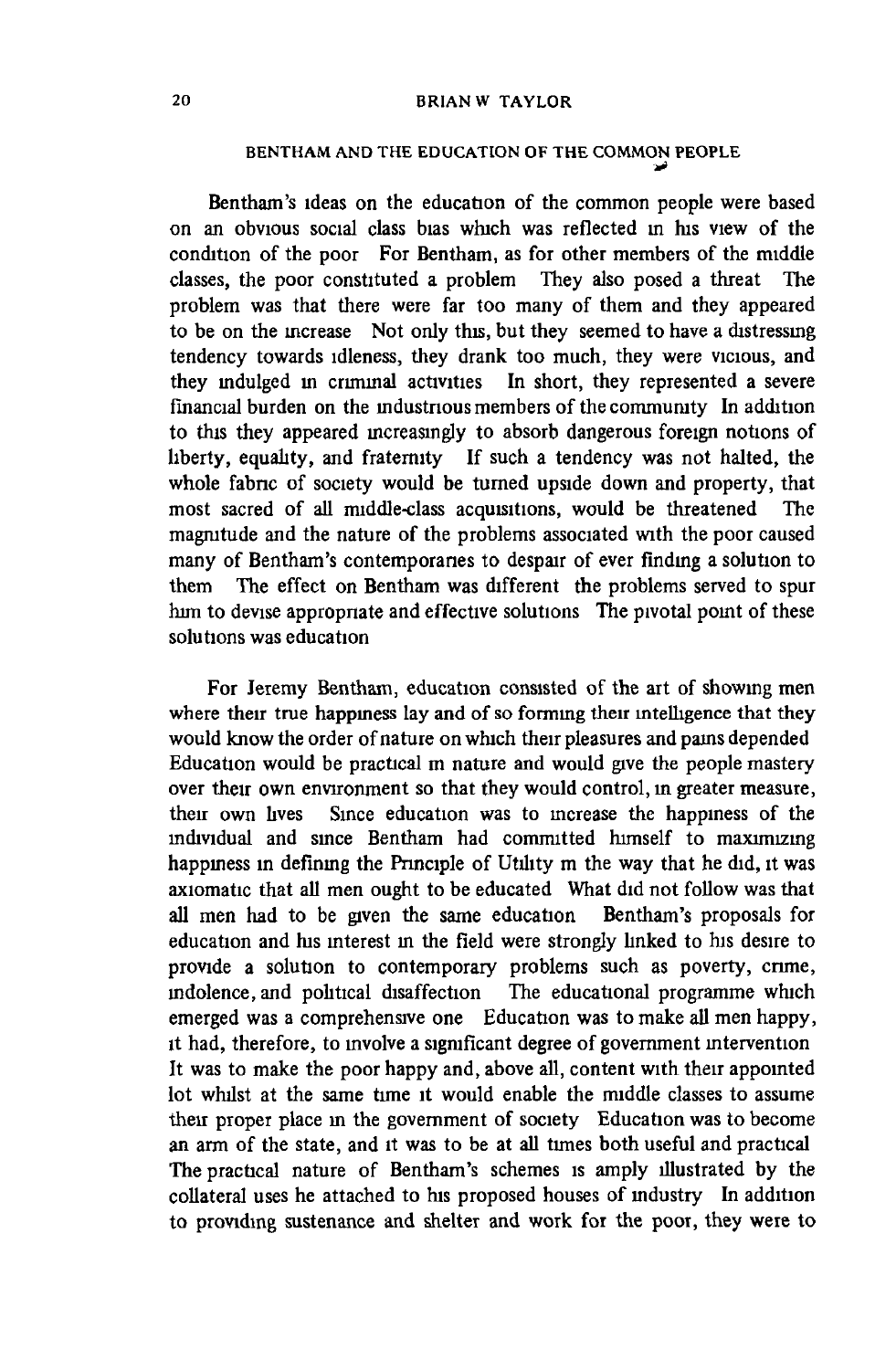## BENTHAM AND THE EDUCATION OF THE COMMON PEOPLE

Bentham's ideas on the education of the common people were based on an obvious social class bias which was reflected in his view of the condition of the poor. For Bentham, as for other members of the middle classes, the poor constituted a problem. They also posed a threat. The problem was that there were far too many of them and they appeared to be on the increase. Not only this, but they seemed to have a distressing tendency towards idleness, they drank too much, they were vicious, and they indulged in criminal activities. In short, they represented a severe financial burden on the industrious members of the community. In addition to this they appeared increasingly to absorb dangerous foreign notions of liberty, equality, and fraternity. If such a tendency was not halted, the whole fabric of society would be turned upside down and property, that most sacred of all middle-class acquisitions, would be threatened. The magnitude and the nature of the problems associated with the poor caused many of Bentham's contemporaries to despair of ever finding a solution to them. The effect on Bentham was different: the problems served to spur him to devise appropriate and effective solutions. The pivotal point of these solutions was education.

For Jeremy Bentham, education consisted of the art of showing men where their true happiness lay and of so forming their intelligence that they would know the order of nature on which their pleasures and pains depended. Education would be practical in nature and would give the people mastery over their own environment so that they would control, in greater measure, their own lives. Since education was to increase the happiness of the individual and since Bentham had committed himself to maximizing happiness in defining the Principle of Utility in the way that he did, it was axiomatic that all men ought to be educated. What did not follow was that all men had to be given the same education. Bentham's proposals for education and his interest in the field were strongly linked to his desire to provide a solution to contemporary problems such as poverty, crime, indolence, and political disaffection. The educational programme which emerged was a comprehensive one. Education was to make all men happy, it had, therefore, to involve a significant degree of government intervention. It was to make the poor happy and, above all, content with their appointed lot whilst at the same time it would enable the middle classes to assume their proper place in the government of society. Education was to become an arm of the state, and it was to be at all times both useful and practical. The practical nature of Bentham's schemes is amply illustrated by the collateral uses he attached to his proposed houses of industry. In addition to providing sustenance and shelter and work for the poor, they were to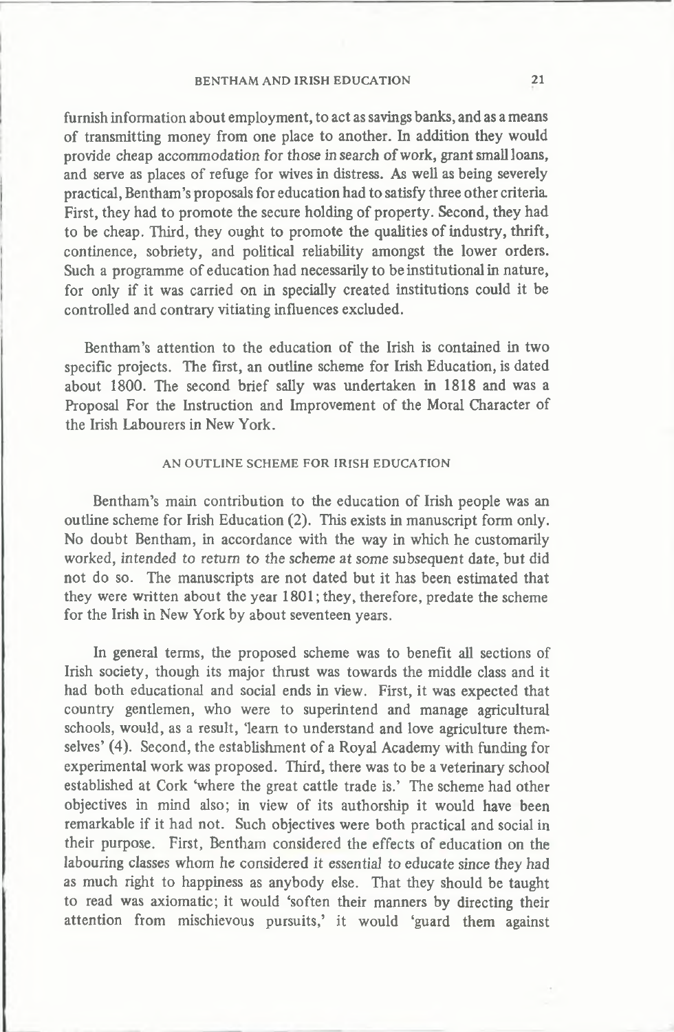furnish information about employment, to act as savings banks, and as a means of transmitting money from one place to another. In addition they would provide cheap accommodation for those in search of work, grant small loans, and serve as places of refuge for wives in distress. As well as being severely practical, Bentham's proposals for education had to satisfy three other criteria. First, they had to promote the secure holding of property. Second, they had to be cheap. Third, they ought to promote the qualities of industry, thrift, continence, sobriety, and political reliability amongst the lower orders. Such a programme of education had necessarily to be institutional in nature, for only if it was carried on in specially created institutions could it be controlled and contrary vitiating influences excluded.

Bentham's attention to the education of the Irish is contained in two specific projects. The first, an outline scheme for Irish Education, is dated about 1800. The second brief sally was undertaken in 1818 and was a Proposal For the Instruction and Improvement of the Moral Character of the Irish Labourers in New York.

## AN OUTLINE SCHEME FOR IRISH EDUCATION

Bentham's main contribution to the education of Irish people was an outline scheme for Irish Education (2). This exists in manuscript form only. No doubt Bentham, in accordance with the way in which he customarily worked, intended to return to the scheme at some subsequent date, but did not do so. The manuscripts are not dated but it has been estimated that they were written about the year 1801; they, therefore, predate the scheme for the Irish in New York by about seventeen years.

In general terms, the proposed scheme was to benefit all sections of Irish society, though its major thrust was towards the middle class and it had both educational and social ends in view. First, it was expected that country gentlemen, who were to superintend and manage agricultural schools, would, as a result, 'learn to understand and love agriculture themselves' (4). Second, the establishment of a Royal Academy with funding for experimental work was proposed. Third, there was to be a veterinary school established at Cork 'where the great cattle trade is.' The scheme had other objectives in mind also; in view of its authorship it would have been remarkable if it had not. Such objectives were both practical and social in their purpose. First, Bentham considered the effects of education on the labouring classes whom he considered it essential to educate since they had as much right to happiness as anybody else. That they should be taught to read was axiomatic; it would 'soften their manners by directing their attention from mischievous pursuits,' it would 'guard them against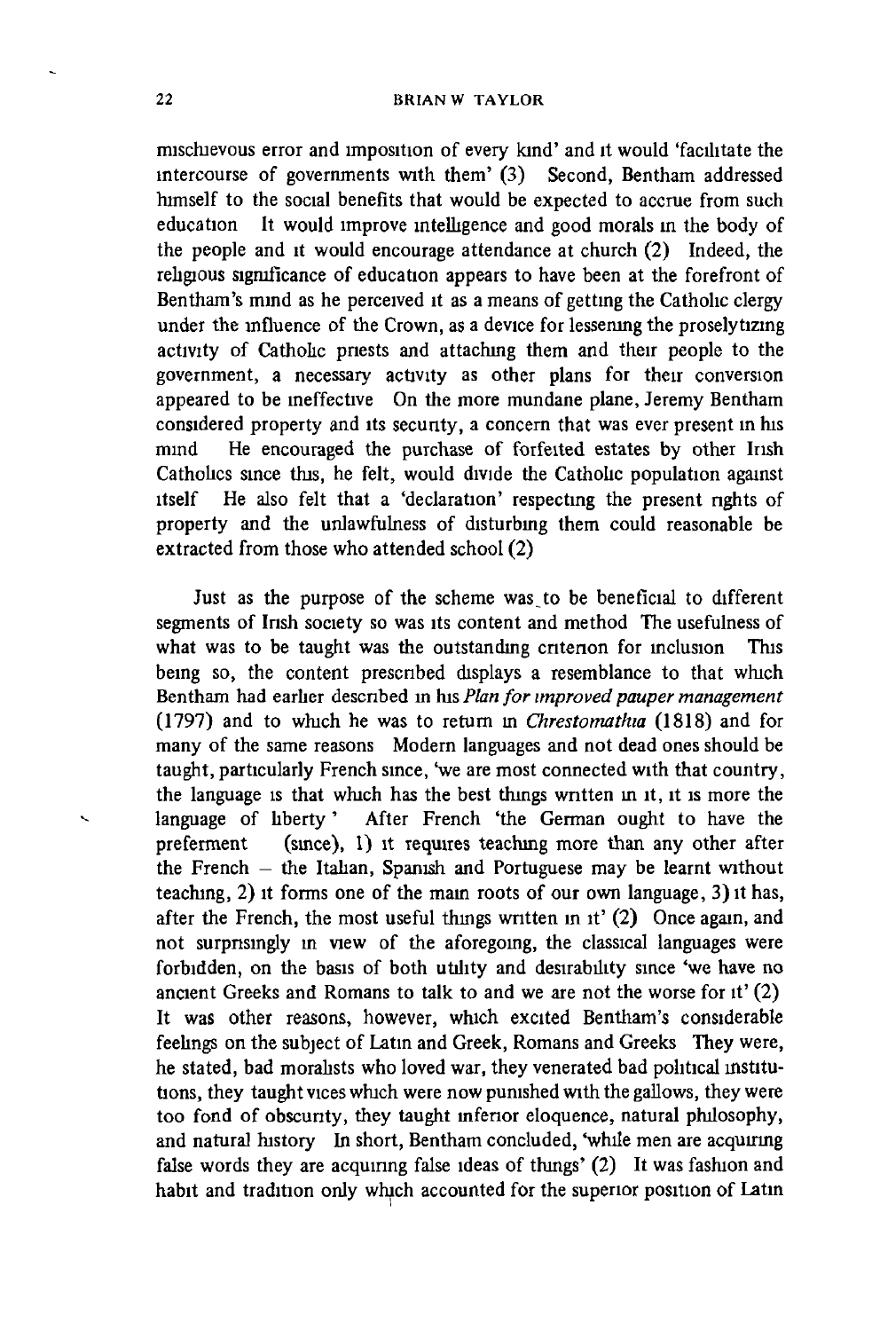mischievous error and imposition of every kind' and it would 'facilitate the intercourse of governments with them' (3) Second, Bentham addressed himself to the social benefits that would be expected to accrue from such education It would improve intelligence and good morals in the body of the people and it would encourage attendance at church (2) Indeed, the religious significance of education appears to have been at the forefront of Bentham's mind as he perceived it as a means of getting the Catholic clergy under the influence of the Crown, as a device for lessening the proselytizing activity of Catholic priests and attaching them and their people to the government, a necessary activity as other plans for their conversion appeared to be ineffective On the more mundane plane, Jeremy Bentham considered property and its security, a concern that was ever present in his mind He encouraged the purchase of forfeited estates by other Irish Catholics since this, he felt, would divide the Catholic population against itself He also felt that a 'declaration' respecting the present rights of property and the unlawfulness of disturbing them could reasonable be extracted from those who attended school (2)

Just as the purpose of the scheme was to be beneficial to different segments of Irish society so was its content and method The usefulness of what was to be taught was the outstanding criterion for inclusion This being so, the content prescribed displays a resemblance to that which Bentham had earlier described in his *Plan for improved pauper management* (1797) and to which he was to return in *Chrestomathia* (1818) and for many of the same reasons Modern languages and not dead ones should be taught, particularly French since, 'we are most connected with that country, the language is that which has the best things written in it, it is more the language of liberty ' After French 'the German ought to have the preferment (since), 1) it requires teaching more than any other after the French – the Italian, Spanish and Portuguese may be learnt without teaching, 2) it forms one of the main roots of our own language, 3) it has, after the French, the most useful things written in it' (2) Once again, and not surprisingly in view of the aforegoing, the classical languages were forbidden, on the basis of both utility and desirability since 'we have no ancient Greeks and Romans to talk to and we are not the worse for it' (2) It was other reasons, however, which excited Bentham's considerable feelings on the subject of Latin and Greek, Romans and Greeks They were, he stated, bad moralists who loved war, they venerated bad political institutions, they taught vices which were now punished with the gallows, they were too fond of obscurity, they taught inferior eloquence, natural philosophy, and natural history In short, Bentham concluded, 'while men are acquiring false words they are acquiring false ideas of things' (2) It was fashion and habit and tradition only which accounted for the superior position of Latin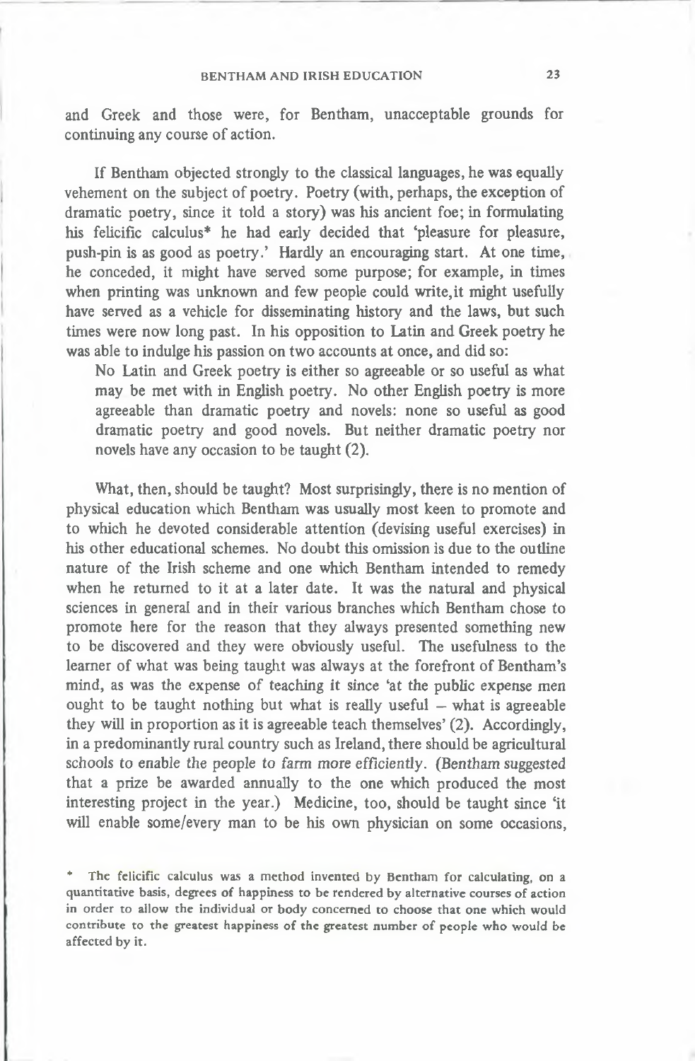and Greek and those were, for Bentham, unacceptable grounds for continuing any course of action.

If Bentham objected strongly to the classical languages, he was equally vehement on the subject of poetry. Poetry (with, perhaps, the exception of dramatic poetry, since it told a story) was his ancient foe; in formulating his felicific calculus* he had early decided that 'pleasure for pleasure, push-pin is as good as poetry.' Hardly an encouraging start. At one time, he conceded, it might have served some purpose; for example, in times when printing was unknown and few people could write,it might usefully have served as a vehicle for disseminating history and the laws, but such times were now long past. In his opposition to Latin and Greek poetry he was able to indulge his passion on two accounts at once, and did so:

> No Latin and Greek poetry is either so agreeable or so useful as what may be met with in English poetry. No other English poetry is more agreeable than dramatic poetry and novels: none so useful as good dramatic poetry and good novels. But neither dramatic poetry nor novels have any occasion to be taught (2).

What, then, should be taught? Most surprisingly, there is no mention of physical education which Bentham was usually most keen to promote and to which he devoted considerable attention (devising useful exercises) in his other educational schemes. No doubt this omission is due to the outline nature of the Irish scheme and one which Bentham intended to remedy when he returned to it at a later date. It was the natural and physical sciences in general and in their various branches which Bentham chose to promote here for the reason that they always presented something new to be discovered and they were obviously useful. The usefulness to the learner of what was being taught was always at the forefront of Bentham's mind, as was the expense of teaching it since 'at the public expense men ought to be taught nothing but what is really useful – what is agreeable they will in proportion as it is agreeable teach themselves' (2). Accordingly, in a predominantly rural country such as Ireland, there should be agricultural schools to enable the people to farm more efficiently. (Bentham suggested that a prize be awarded annually to the one which produced the most interesting project in the year.) Medicine, too, should be taught since 'it will enable some/every man to be his own physician on some occasions,

\* The felicific calculus was a method invented by Bentham for calculating, on a quantitative basis, degrees of happiness to be rendered by alternative courses of action in order to allow the individual or body concerned to choose that one which would contribute to the greatest happiness of the greatest number of people who would be affected by it.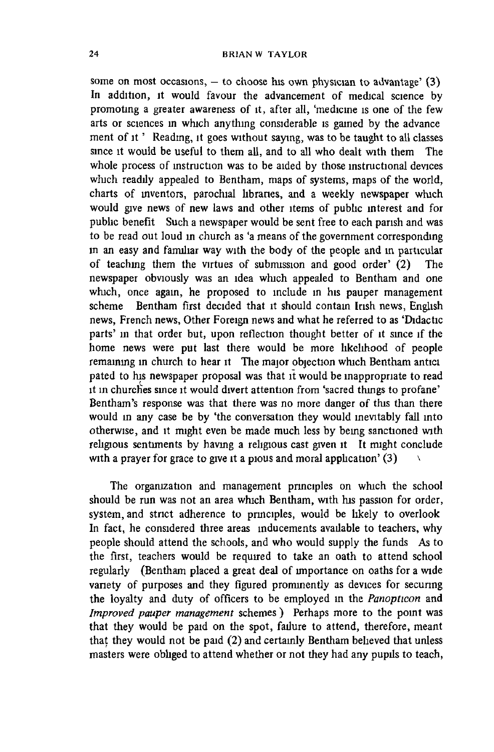some on most occasions, – to choose his own physician to advantage' (3) In addition, it would favour the advancement of medical science by promoting a greater awareness of it, after all, 'medicine is one of the few arts or sciences in which anything considerable is gained by the advancement of it' Reading, it goes without saying, was to be taught to all classes since it would be useful to them all, and to all who dealt with them The whole process of instruction was to be aided by those instructional devices which readily appealed to Bentham, maps of systems, maps of the world, charts of inventors, parochial libraries, and a weekly newspaper which would give news of new laws and other items of public interest and for public benefit Such a newspaper would be sent free to each parish and was to be read out loud in church as 'a means of the government corresponding in an easy and familiar way with the body of the people and in particular of teaching them the virtues of submission and good order' (2) The newspaper obviously was an idea which appealed to Bentham and one which, once again, he proposed to include in his pauper management scheme Bentham first decided that it should contain Irish news, English news, French news, Other Foreign news and what he referred to as 'Didactic parts' in that order but, upon reflection thought better of it since if the home news were put last there would be more likelihood of people remaining in church to hear it The major objection which Bentham anticipated to his newspaper proposal was that it would be inappropriate to read it in churches since it would divert attention from 'sacred things to profane' Bentham's response was that there was no more danger of this than there would in any case be by 'the conversation they would inevitably fall into otherwise, and it might even be made much less by being sanctioned with religious sentiments by having a religious cast given it It might conclude with a prayer for grace to give it a pious and moral application' (3)

The organization and management principles on which the school should be run was not an area which Bentham, with his passion for order, system, and strict adherence to principles, would be likely to overlook In fact, he considered three areas inducements available to teachers, why people should attend the schools, and who would supply the funds As to the first, teachers would be required to take an oath to attend school regularly (Bentham placed a great deal of importance on oaths for a wide variety of purposes and they figured prominently as devices for securing the loyalty and duty of officers to be employed in the *Panopticon* and *Improved pauper management* schemes ) Perhaps more to the point was that they would be paid on the spot, failure to attend, therefore, meant that they would not be paid (2) and certainly Bentham believed that unless masters were obliged to attend whether or not they had any pupils to teach,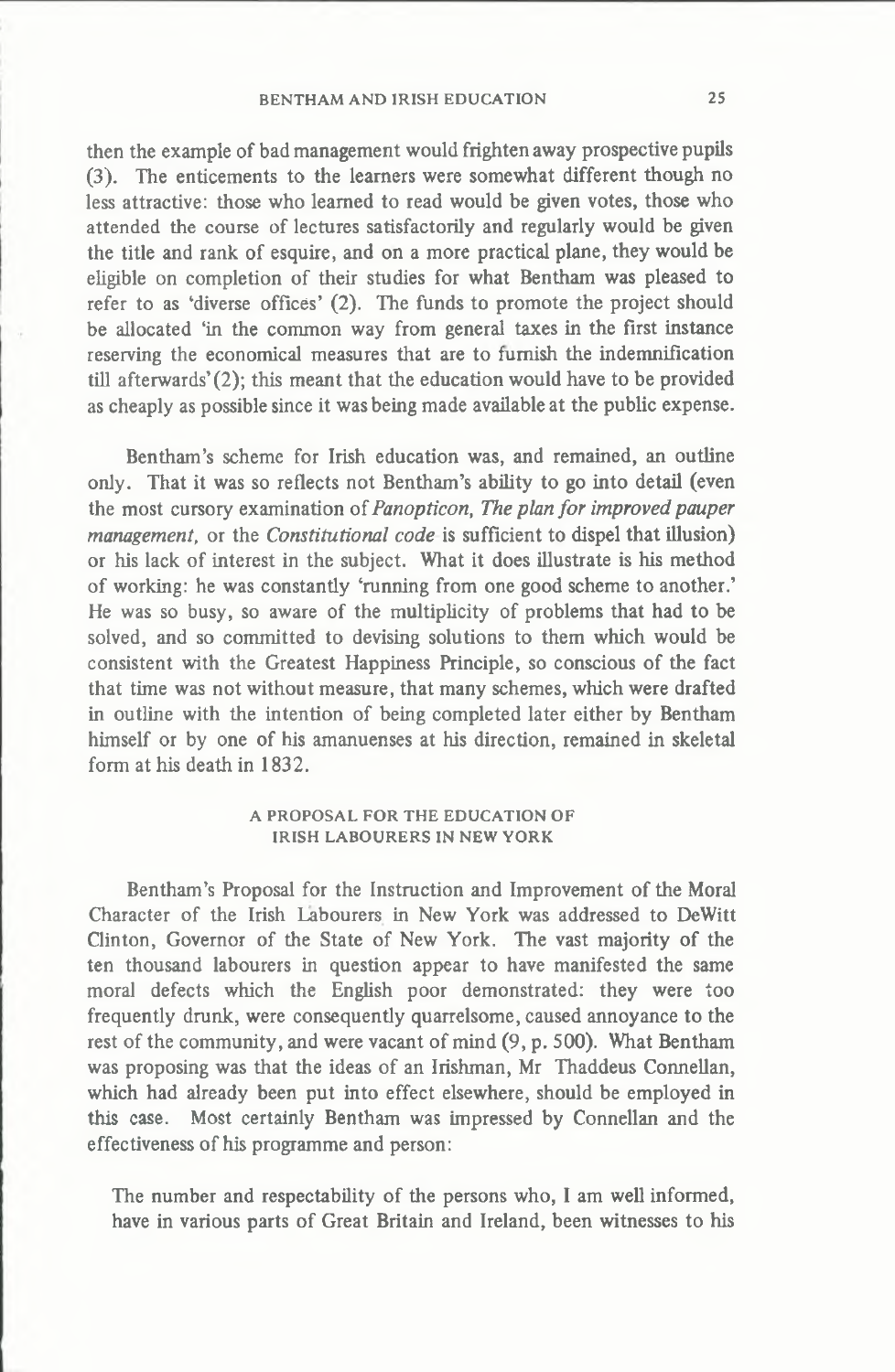then the example of bad management would frighten away prospective pupils (3). The enticements to the learners were somewhat different though no less attractive: those who learned to read would be given votes, those who attended the course of lectures satisfactorily and regularly would be given the title and rank of esquire, and on a more practical plane, they would be eligible on completion of their studies for what Bentham was pleased to refer to as 'diverse offices' (2). The funds to promote the project should be allocated 'in the common way from general taxes in the first instance reserving the economical measures that are to furnish the indemnification till afterwards' (2); this meant that the education would have to be provided as cheaply as possible since it was being made available at the public expense.

Bentham's scheme for Irish education was, and remained, an outline only. That it was so reflects not Bentham's ability to go into detail (even the most cursory examination of *Panopticon, The plan for improved pauper management*, or the *Constitutional code* is sufficient to dispel that illusion) or his lack of interest in the subject. What it does illustrate is his method of working: he was constantly 'running from one good scheme to another.' He was so busy, so aware of the multiplicity of problems that had to be solved, and so committed to devising solutions to them which would be consistent with the Greatest Happiness Principle, so conscious of the fact that time was not without measure, that many schemes, which were drafted in outline with the intention of being completed later either by Bentham himself or by one of his amanuenses at his direction, remained in skeletal form at his death in 1832.

## A PROPOSAL FOR THE EDUCATION OF IRISH LABOURERS IN NEW YORK

Bentham's Proposal for the Instruction and Improvement of the Moral Character of the Irish Labourers in New York was addressed to DeWitt Clinton, Governor of the State of New York. The vast majority of the ten thousand labourers in question appear to have manifested the same moral defects which the English poor demonstrated: they were too frequently drunk, were consequently quarrelsome, caused annoyance to the rest of the community, and were vacant of mind (9, p. 500). What Bentham was proposing was that the ideas of an Irishman, Mr Thaddeus Connellan, which had already been put into effect elsewhere, should be employed in this case. Most certainly Bentham was impressed by Connellan and the effectiveness of his programme and person:

> The number and respectability of the persons who, I am well informed, have in various parts of Great Britain and Ireland, been witnesses to his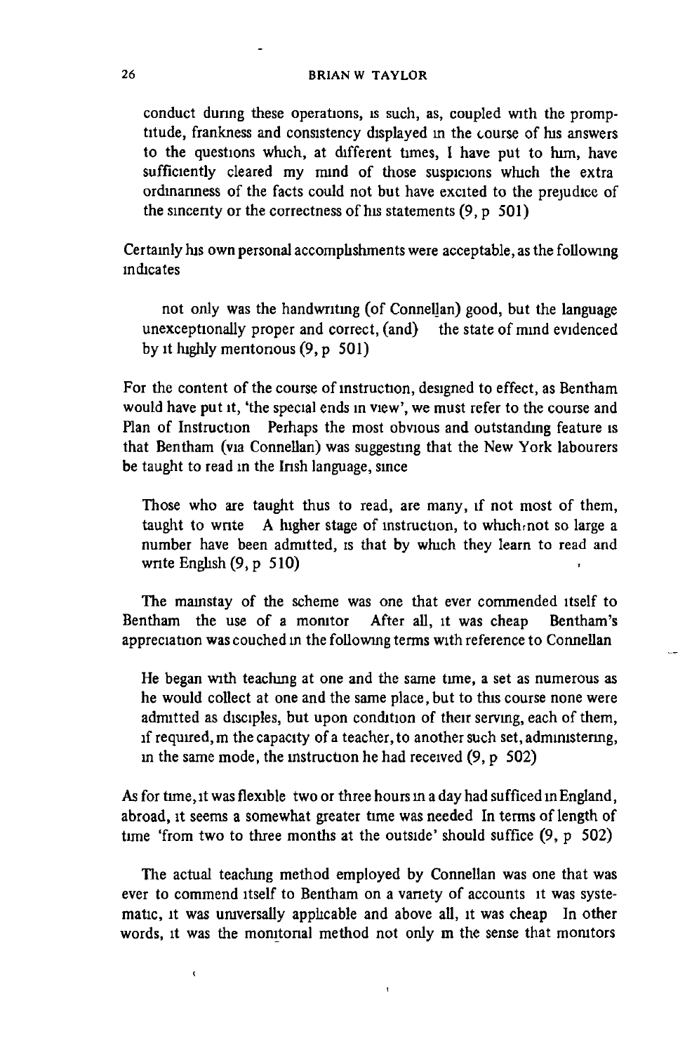conduct during these operations, is such, as, coupled with the promptitude, frankness and consistency displayed in the course of his answers to the questions which, at different times, I have put to him, have sufficiently cleared my mind of those suspicions which the extra ordinariness of the facts could not but have excited to the prejudice of the sincerity or the correctness of his statements (9, p 501)

Certainly his own personal accomplishments were acceptable, as the following indicates

> not only was the handwriting (of Connellan) good, but the language unexceptionally proper and correct, (and) the state of mind evidenced by it highly meritorious (9, p 501)

For the content of the course of instruction, designed to effect, as Bentham would have put it, 'the special ends in view', we must refer to the course and Plan of Instruction Perhaps the most obvious and outstanding feature is that Bentham (via Connellan) was suggesting that the New York labourers be taught to read in the Irish language, since

> Those who are taught thus to read, are many, if not most of them, taught to write A higher stage of instruction, to which not so large a number have been admitted, is that by which they learn to read and write English (9, p 510)

The mainstay of the scheme was one that ever commended itself to Bentham the use of a monitor After all, it was cheap Bentham's appreciation was couched in the following terms with reference to Connellan

> He began with teaching at one and the same time, a set as numerous as he would collect at one and the same place, but to this course none were admitted as disciples, but upon condition of their serving, each of them, if required, in the capacity of a teacher, to another such set, administering, in the same mode, the instruction he had received (9, p 502)

As for time, it was flexible two or three hours in a day had sufficed in England, abroad, it seems a somewhat greater time was needed In terms of length of time 'from two to three months at the outside' should suffice (9, p 502)

The actual teaching method employed by Connellan was one that was ever to commend itself to Bentham on a variety of accounts it was systematic, it was universally applicable and above all, it was cheap In other words, it was the monitorial method not only in the sense that monitors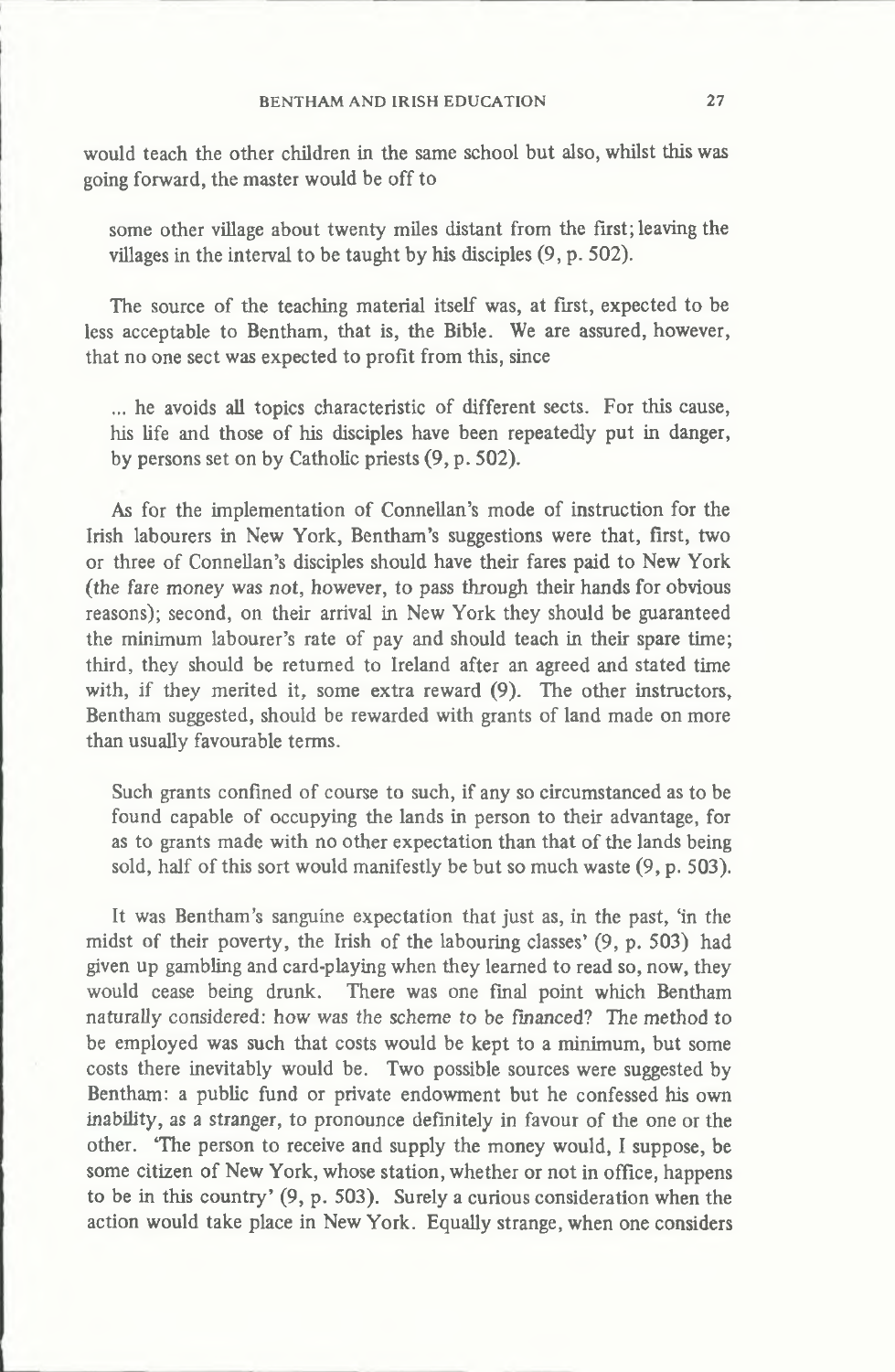would teach the other children in the same school but also, whilst this was going forward, the master would be off to

> some other village about twenty miles distant from the first; leaving the villages in the interval to be taught by his disciples (9, p. 502).

The source of the teaching material itself was, at first, expected to be less acceptable to Bentham, that is, the Bible. We are assured, however, that no one sect was expected to profit from this, since

> ... he avoids all topics characteristic of different sects. For this cause, his life and those of his disciples have been repeatedly put in danger, by persons set on by Catholic priests (9, p. 502).

As for the implementation of Connellan's mode of instruction for the Irish labourers in New York, Bentham's suggestions were that, first, two or three of Connellan's disciples should have their fares paid to New York (the fare money was not, however, to pass through their hands for obvious reasons); second, on their arrival in New York they should be guaranteed the minimum labourer's rate of pay and should teach in their spare time; third, they should be returned to Ireland after an agreed and stated time with, if they merited it, some extra reward (9). The other instructors, Bentham suggested, should be rewarded with grants of land made on more than usually favourable terms.

> Such grants confined of course to such, if any so circumstanced as to be found capable of occupying the lands in person to their advantage, for as to grants made with no other expectation than that of the lands being sold, half of this sort would manifestly be but so much waste (9, p. 503).

It was Bentham's sanguine expectation that just as, in the past, 'in the midst of their poverty, the Irish of the labouring classes' (9, p. 503) had given up gambling and card-playing when they learned to read so, now, they would cease being drunk. There was one final point which Bentham naturally considered: how was the scheme to be financed? The method to be employed was such that costs would be kept to a minimum, but some costs there inevitably would be. Two possible sources were suggested by Bentham: a public fund or private endowment but he confessed his own inability, as a stranger, to pronounce definitely in favour of the one or the other. 'The person to receive and supply the money would, I suppose, be some citizen of New York, whose station, whether or not in office, happens to be in this country' (9, p. 503). Surely a curious consideration when the action would take place in New York. Equally strange, when one considers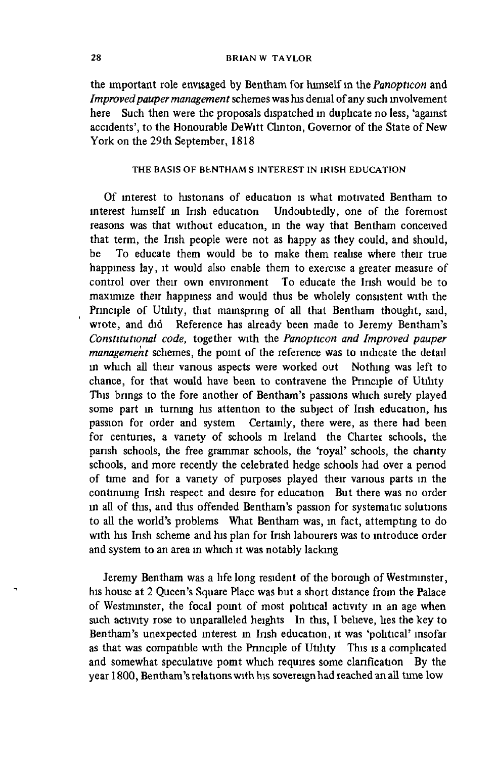the important role envisaged by Bentham for himself in the *Panopticon* and *Improved pauper management* schemes was his denial of any such involvement here Such then were the proposals dispatched in duplicate no less, 'against accidents', to the Honourable DeWitt Clinton, Governor of the State of New York on the 29th September, 1818

### THE BASIS OF BENTHAM S INTEREST IN IRISH EDUCATION

Of interest to historians of education is what motivated Bentham to interest himself in Irish education Undoubtedly, one of the foremost reasons was that without education, in the way that Bentham conceived that term, the Irish people were not as happy as they could, and should, be To educate them would be to make them realise where their true happiness lay, it would also enable them to exercise a greater measure of control over their own environment To educate the Irish would be to maximize their happiness and would thus be wholely consistent with the Principle of Utility, that mainspring of all that Bentham thought, said, wrote, and did Reference has already been made to Jeremy Bentham's *Constitutional code,* together with the *Panopticon and Improved pauper management* schemes, the point of the reference was to indicate the detail in which all their various aspects were worked out Nothing was left to chance, for that would have been to contravene the Principle of Utility This brings to the fore another of Bentham's passions which surely played some part in turning his attention to the subject of Irish education, his passion for order and system Certainly, there were, as there had been for centuries, a variety of schools in Ireland the Charter schools, the parish schools, the free grammar schools, the 'royal' schools, the charity schools, and more recently the celebrated hedge schools had over a period of time and for a variety of purposes played their various parts in the continuing Irish respect and desire for education But there was no order in all of this, and this offended Bentham's passion for systematic solutions to all the world's problems What Bentham was, in fact, attempting to do with his Irish scheme and his plan for Irish labourers was to introduce order and system to an area in which it was notably lacking

Jeremy Bentham was a life long resident of the borough of Westminster, his house at 2 Queen's Square Place was but a short distance from the Palace of Westminster, the focal point of most political activity in an age when such activity rose to unparalleled heights In this, I believe, lies the key to Bentham's unexpected interest in Irish education, it was 'political' insofar as that was compatible with the Principle of Utility This is a complicated and somewhat speculative point which requires some clarification By the year 1800, Bentham's relations with his sovereign had reached an all time low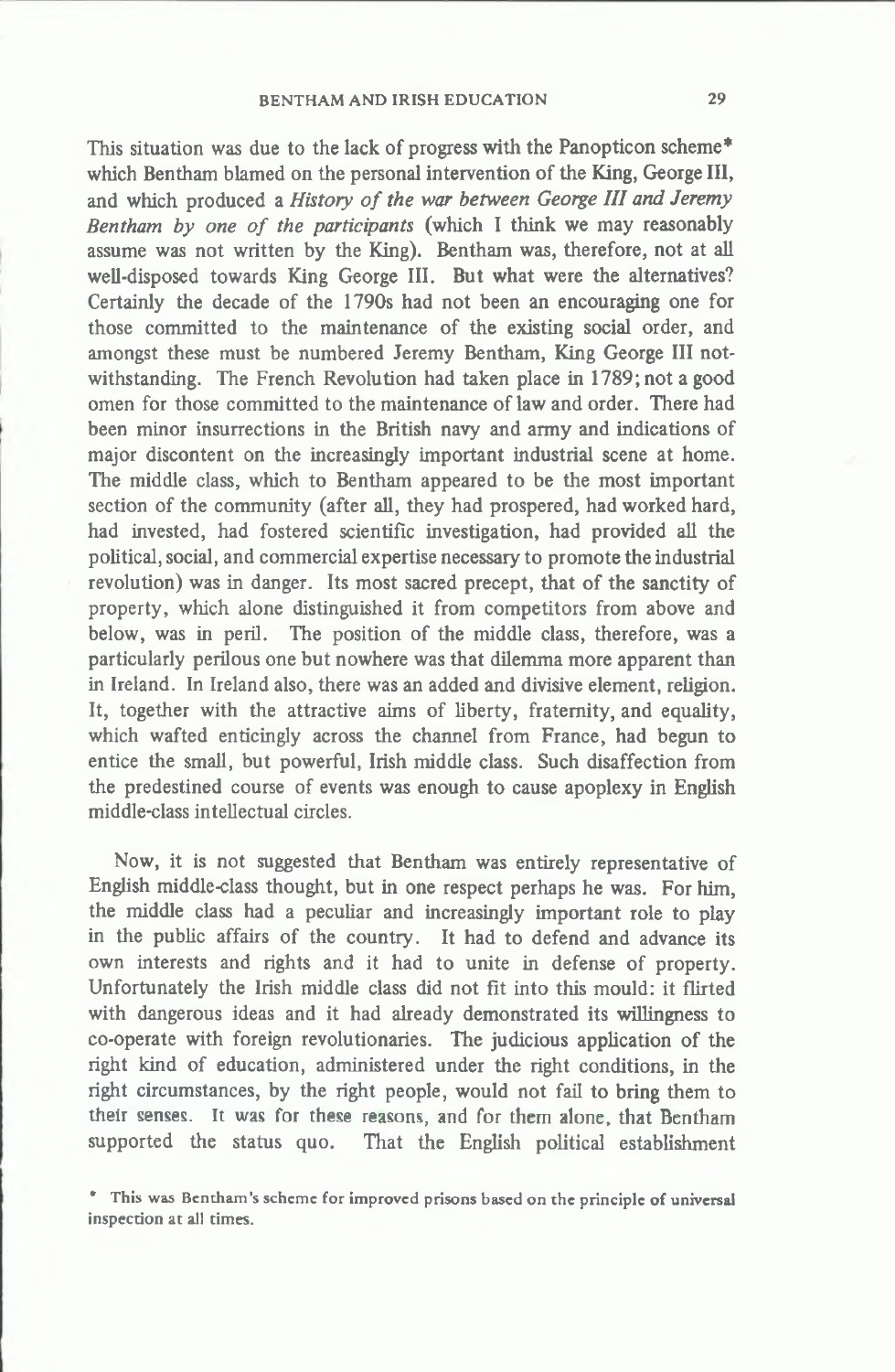This situation was due to the lack of progress with the Panopticon scheme* which Bentham blamed on the personal intervention of the King, George III, and which produced a *History of the war between George III and Jeremy Bentham by one of the participants* (which I think we may reasonably assume was not written by the King). Bentham was, therefore, not at all well-disposed towards King George III. But what were the alternatives? Certainly the decade of the 1790s had not been an encouraging one for those committed to the maintenance of the existing social order, and amongst these must be numbered Jeremy Bentham, King George III notwithstanding. The French Revolution had taken place in 1789; not a good omen for those committed to the maintenance of law and order. There had been minor insurrections in the British navy and army and indications of major discontent on the increasingly important industrial scene at home. The middle class, which to Bentham appeared to be the most important section of the community (after all, they had prospered, had worked hard, had invested, had fostered scientific investigation, had provided all the political, social, and commercial expertise necessary to promote the industrial revolution) was in danger. Its most sacred precept, that of the sanctity of property, which alone distinguished it from competitors from above and below, was in peril. The position of the middle class, therefore, was a particularly perilous one but nowhere was that dilemma more apparent than in Ireland. In Ireland also, there was an added and divisive element, religion. It, together with the attractive aims of liberty, fraternity, and equality, which wafted enticingly across the channel from France, had begun to entice the small, but powerful, Irish middle class. Such disaffection from the predestined course of events was enough to cause apoplexy in English middle-class intellectual circles.

Now, it is not suggested that Bentham was entirely representative of English middle-class thought, but in one respect perhaps he was. For him, the middle class had a peculiar and increasingly important role to play in the public affairs of the country. It had to defend and advance its own interests and rights and it had to unite in defense of property. Unfortunately the Irish middle class did not fit into this mould: it flirted with dangerous ideas and it had already demonstrated its willingness to co-operate with foreign revolutionaries. The judicious application of the right kind of education, administered under the right conditions, in the right circumstances, by the right people, would not fail to bring them to their senses. It was for these reasons, and for them alone, that Bentham supported the status quo. That the English political establishment

* This was Bentham's scheme for improved prisons based on the principle of universal inspection at all times.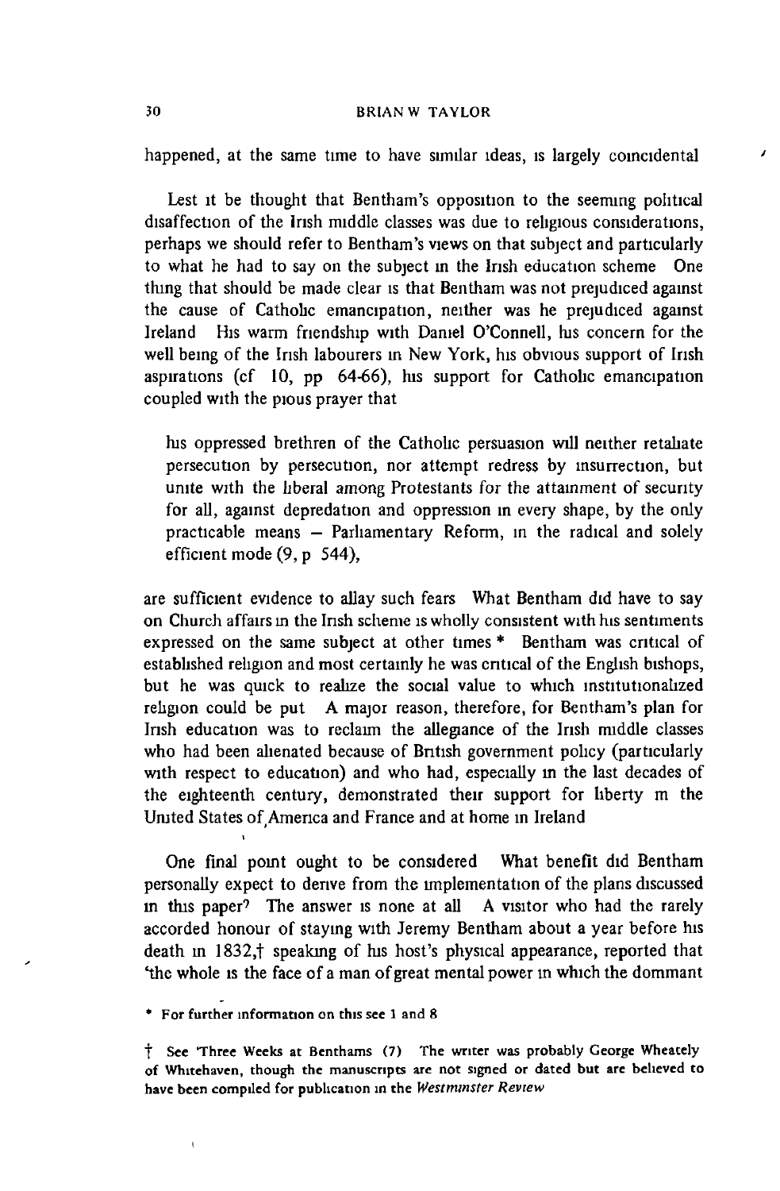happened, at the same time to have similar ideas, is largely coincidental

Lest it be thought that Bentham's opposition to the seeming political disaffection of the Irish middle classes was due to religious considerations, perhaps we should refer to Bentham's views on that subject and particularly to what he had to say on the subject in the Irish education scheme One thing that should be made clear is that Bentham was not prejudiced against the cause of Catholic emancipation, neither was he prejudiced against Ireland His warm friendship with Daniel O'Connell, his concern for the well being of the Irish labourers in New York, his obvious support of Irish aspirations (cf 10, pp 64-66), his support for Catholic emancipation coupled with the pious prayer that

> his oppressed brethren of the Catholic persuasion will neither retaliate persecution by persecution, nor attempt redress by insurrection, but unite with the liberal among Protestants for the attainment of security for all, against depredation and oppression in every shape, by the only practicable means – Parliamentary Reform, in the radical and solely efficient mode (9, p 544),

are sufficient evidence to allay such fears What Bentham did have to say on Church affairs in the Irish scheme is wholly consistent with his sentiments expressed on the same subject at other times * Bentham was critical of established religion and most certainly he was critical of the English bishops, but he was quick to realize the social value to which institutionalized religion could be put A major reason, therefore, for Bentham's plan for Irish education was to reclaim the allegiance of the Irish middle classes who had been alienated because of British government policy (particularly with respect to education) and who had, especially in the last decades of the eighteenth century, demonstrated their support for liberty in the United States of America and France and at home in Ireland

One final point ought to be considered What benefit did Bentham personally expect to derive from the implementation of the plans discussed in this paper? The answer is none at all A visitor who had the rarely accorded honour of staying with Jeremy Bentham about a year before his death in 1832,† speaking of his host's physical appearance, reported that 'the whole is the face of a man of great mental power in which the dominant

\* For further information on this see 1 and 8

† See 'Three Weeks at Benthams (7) The writer was probably George Wheately of Whitehaven, though the manuscripts are not signed or dated but are believed to have been compiled for publication in the *Westminster Review*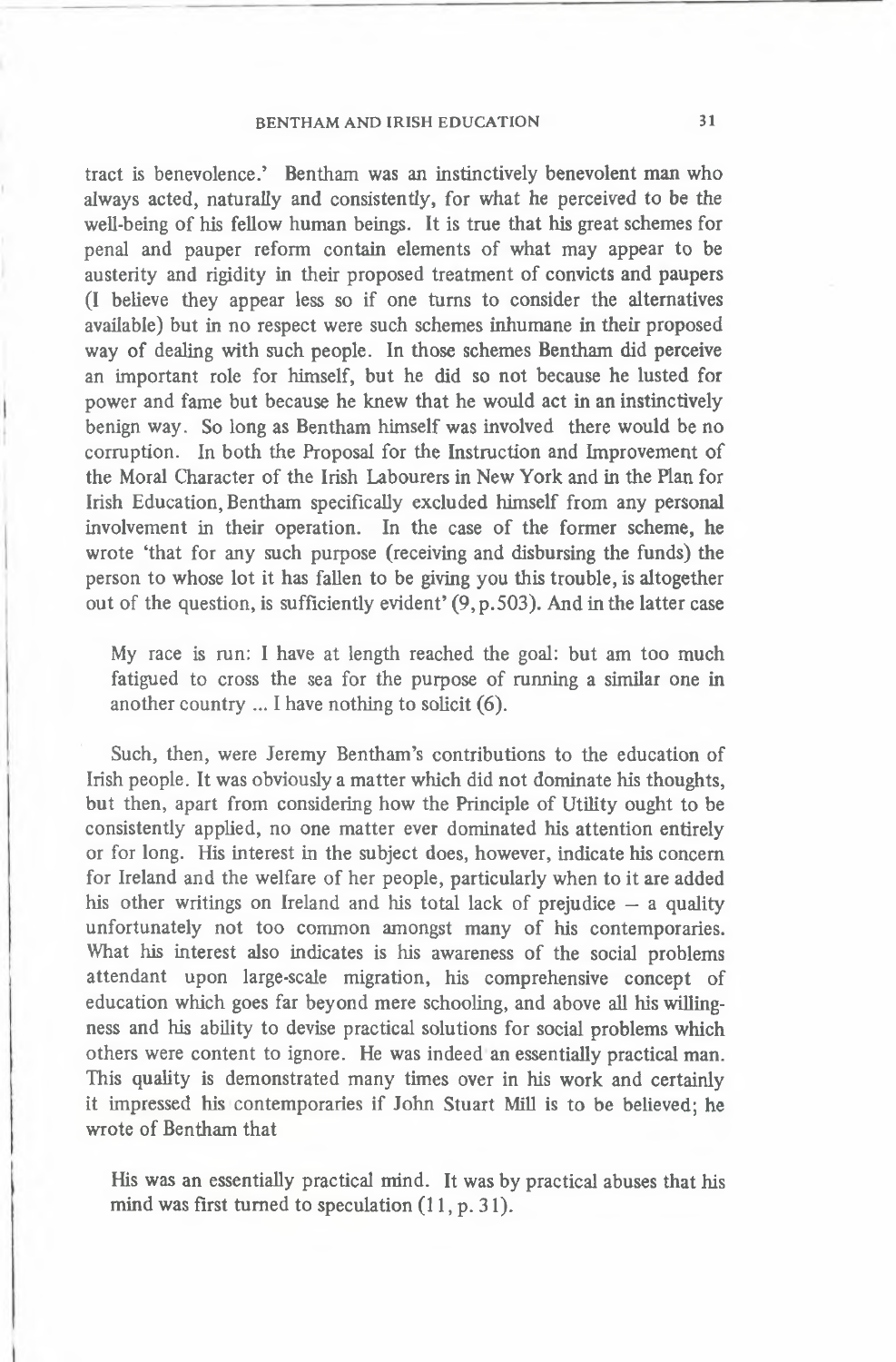tract is benevolence.' Bentham was an instinctively benevolent man who always acted, naturally and consistently, for what he perceived to be the well-being of his fellow human beings. It is true that his great schemes for penal and pauper reform contain elements of what may appear to be austerity and rigidity in their proposed treatment of convicts and paupers (I believe they appear less so if one turns to consider the alternatives available) but in no respect were such schemes inhumane in their proposed way of dealing with such people. In those schemes Bentham did perceive an important role for himself, but he did so not because he lusted for power and fame but because he knew that he would act in an instinctively benign way. So long as Bentham himself was involved there would be no corruption. In both the Proposal for the Instruction and Improvement of the Moral Character of the Irish Labourers in New York and in the Plan for Irish Education, Bentham specifically excluded himself from any personal involvement in their operation. In the case of the former scheme, he wrote 'that for any such purpose (receiving and disbursing the funds) the person to whose lot it has fallen to be giving you this trouble, is altogether out of the question, is sufficiently evident' (9, p.503). And in the latter case

> My race is run: I have at length reached the goal: but am too much fatigued to cross the sea for the purpose of running a similar one in another country ... I have nothing to solicit (6).

Such, then, were Jeremy Bentham's contributions to the education of Irish people. It was obviously a matter which did not dominate his thoughts, but then, apart from considering how the Principle of Utility ought to be consistently applied, no one matter ever dominated his attention entirely or for long. His interest in the subject does, however, indicate his concern for Ireland and the welfare of her people, particularly when to it are added his other writings on Ireland and his total lack of prejudice – a quality unfortunately not too common amongst many of his contemporaries. What his interest also indicates is his awareness of the social problems attendant upon large-scale migration, his comprehensive concept of education which goes far beyond mere schooling, and above all his willingness and his ability to devise practical solutions for social problems which others were content to ignore. He was indeed an essentially practical man. This quality is demonstrated many times over in his work and certainly it impressed his contemporaries if John Stuart Mill is to be believed; he wrote of Bentham that

> His was an essentially practical mind. It was by practical abuses that his mind was first turned to speculation (11, p. 31).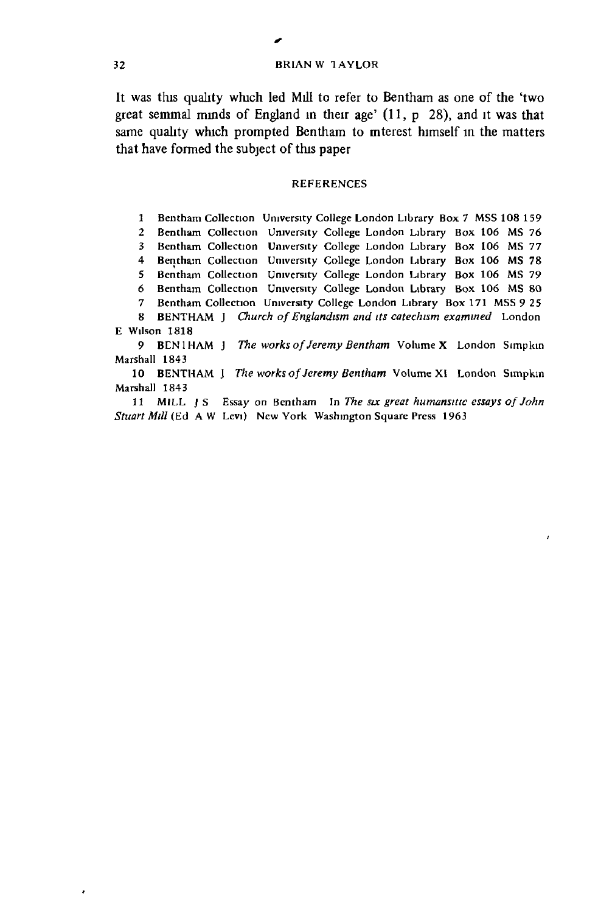It was this quality which led Mill to refer to Bentham as one of the 'two great seminal minds of England in their age' (11, p 28), and it was that same quality which prompted Bentham to interest himself in the matters that have formed the subject of this paper

## REFERENCES

1 Bentham Collection University College London Library Box 7 MSS 108 159

2 Bentham Collection University College London Library Box 106 MS 76

3 Bentham Collection University College London Library Box 106 MS 77

4 Bentham Collection University College London Library Box 106 MS 78

5 Bentham Collection University College London Library Box 106 MS 79

6 Bentham Collection University College London Library Box 106 MS 80

7 Bentham Collection University College London Library Box 171 MSS 9 25

8 BENTHAM J *Church of Englandism and its catechism examined* London E Wilson 1818

9 BENTHAM J *The works of Jeremy Bentham* Volume X London Simpkin Marshall 1843

10 BENTHAM J *The works of Jeremy Bentham* Volume XI London Simpkin Marshall 1843

11 MILL J S Essay on Bentham In *The six great humanistic essays of John Stuart Mill* (Ed A W Levi) New York Washington Square Press 1963